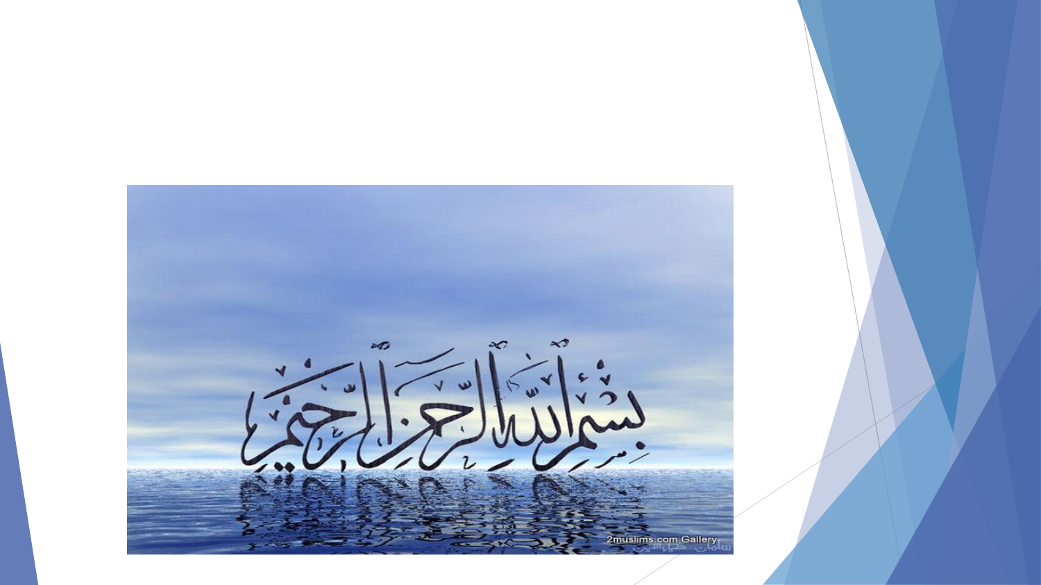بسم الله الرحمن الرحيم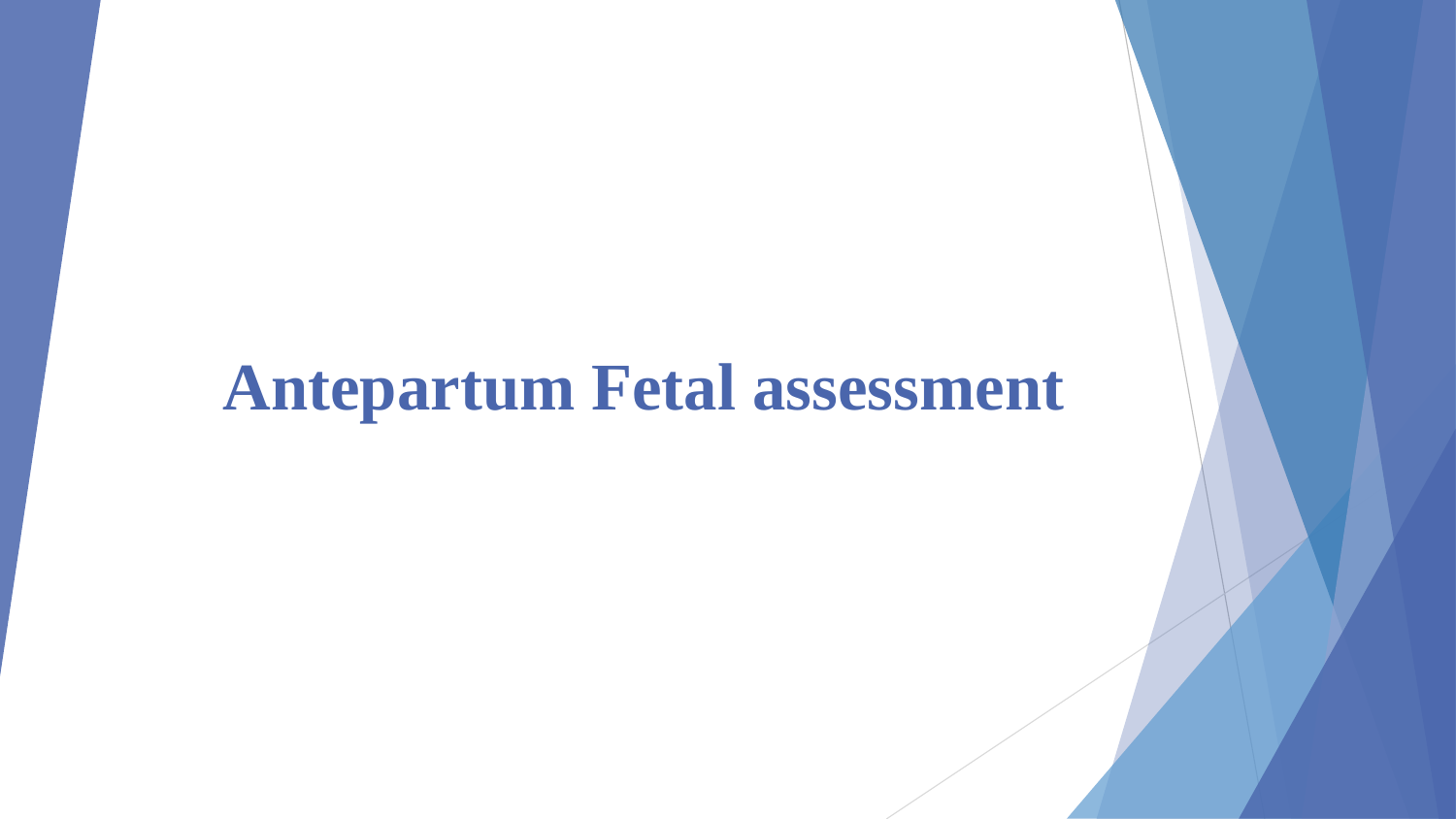# Antepartum Fetal assessment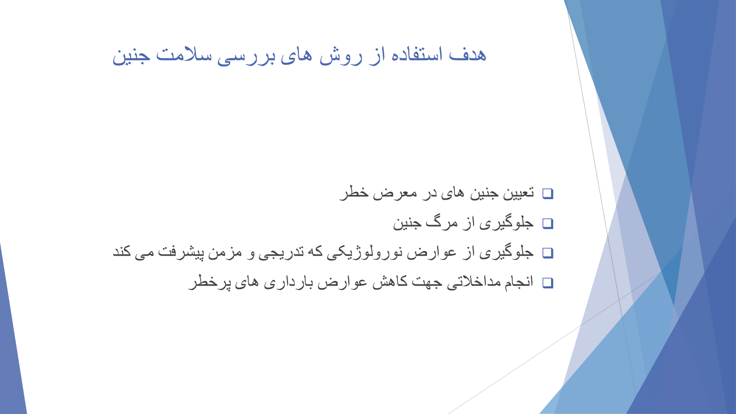# هدف استفاده از روش های بررسی سلامت جنین

- تعیین جنین های در معرض خطر
- جلوگیری از مرگ جنین
- جلوگیری از عوارض نورولوژیکی که تدریجی و مزمن پیشرفت می کند
- انجام مداخلاتی جهت کاهش عوارض بارداری های پرخطر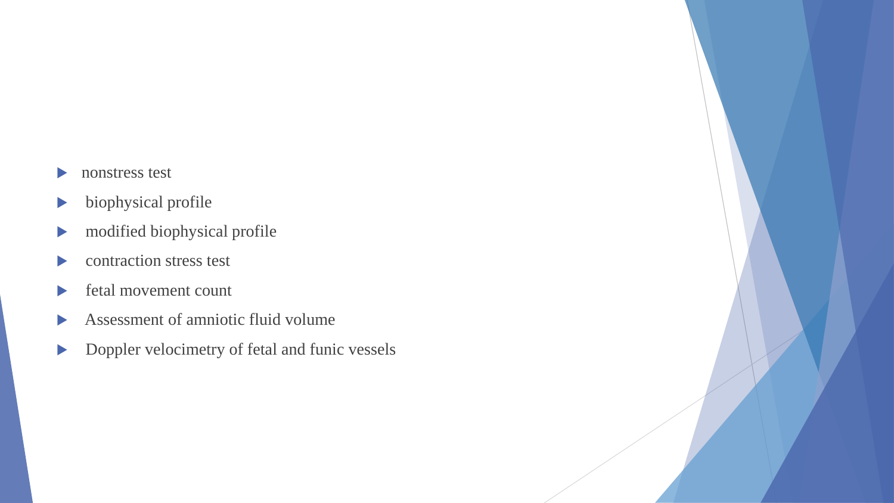- nonstress test
- biophysical profile
- modified biophysical profile
- contraction stress test
- fetal movement count
- Assessment of amniotic fluid volume
- Doppler velocimetry of fetal and funic vessels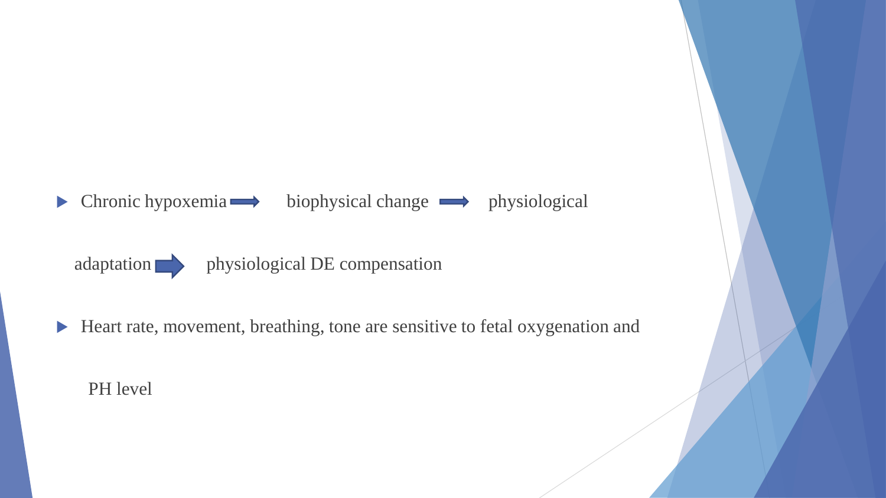- Chronic hypoxemia → biophysical change → physiological adaptation → physiological DE compensation
- Heart rate, movement, breathing, tone are sensitive to fetal oxygenation and PH level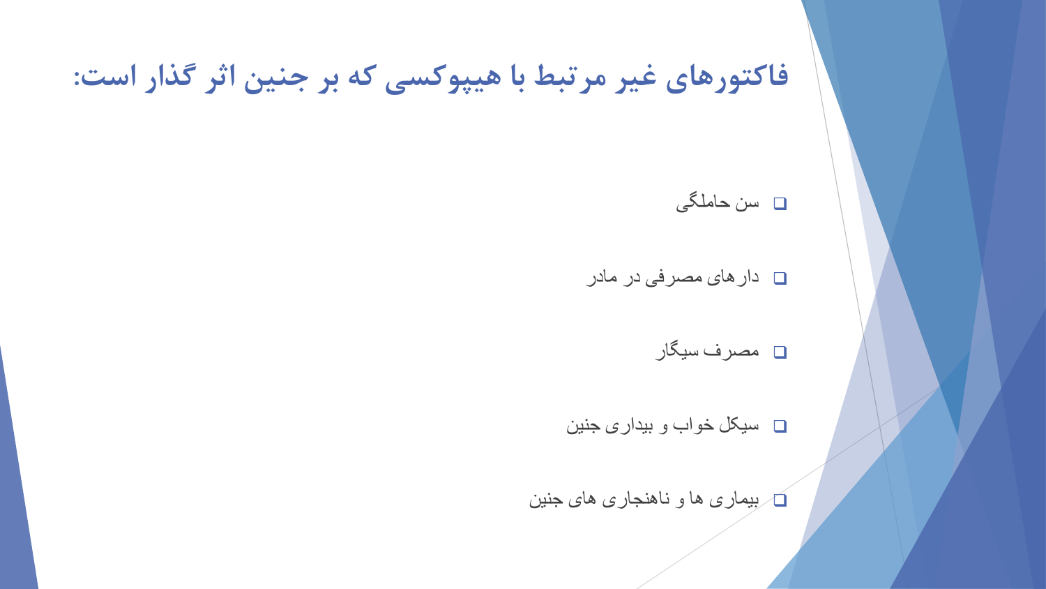# فاکتورهای غیر مرتبط با هیپوکسی که بر جنین اثر گذار است:

- سن حاملگی
- دارهای مصرفی در مادر
- مصرف سیگار
- سیکل خواب و بیداری جنین
- بیماری ها و ناهنجاری های جنین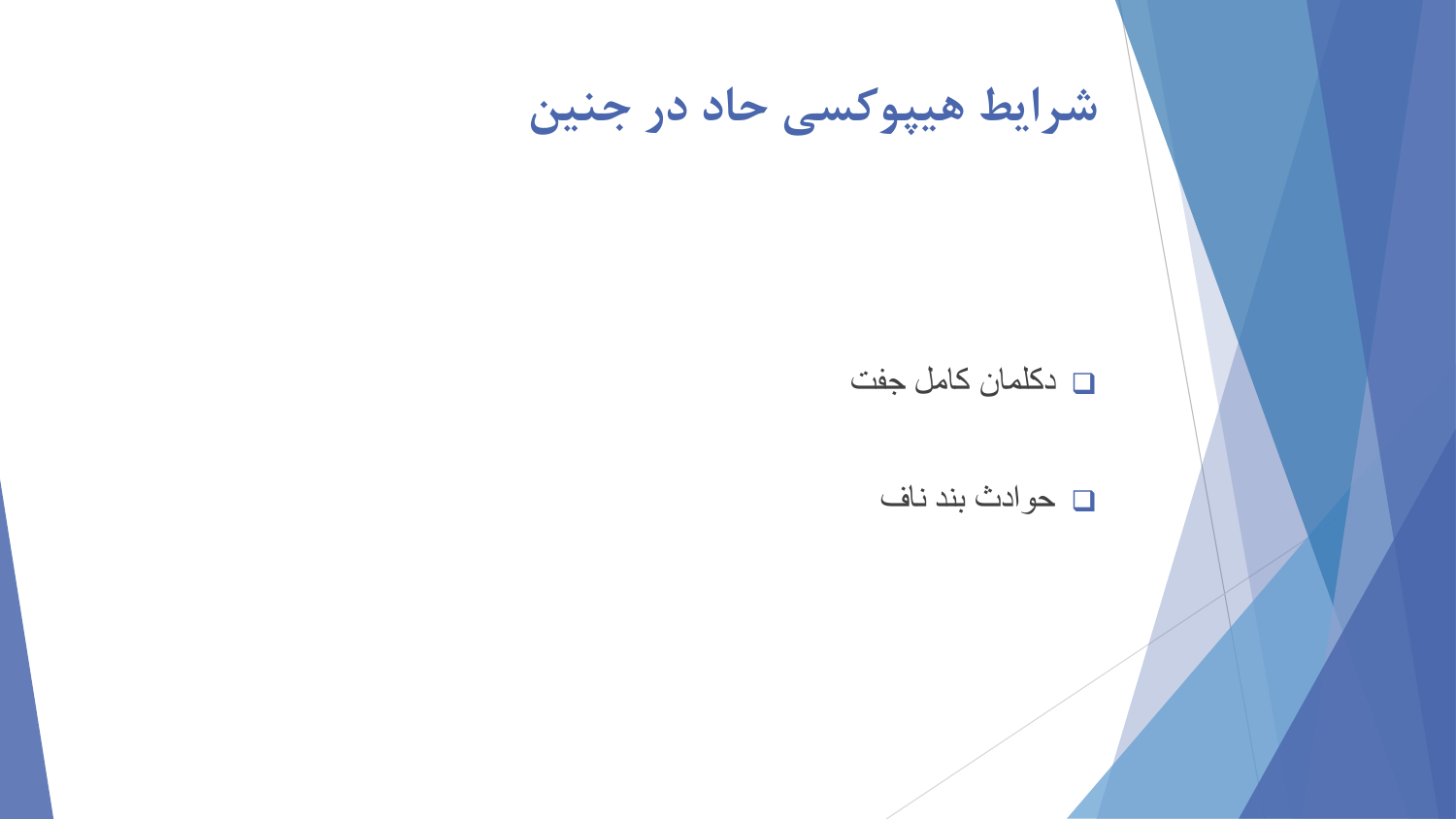# شرایط هیپوکسی حاد در جنین

- دکلمان کامل جفت
- حوادث بند ناف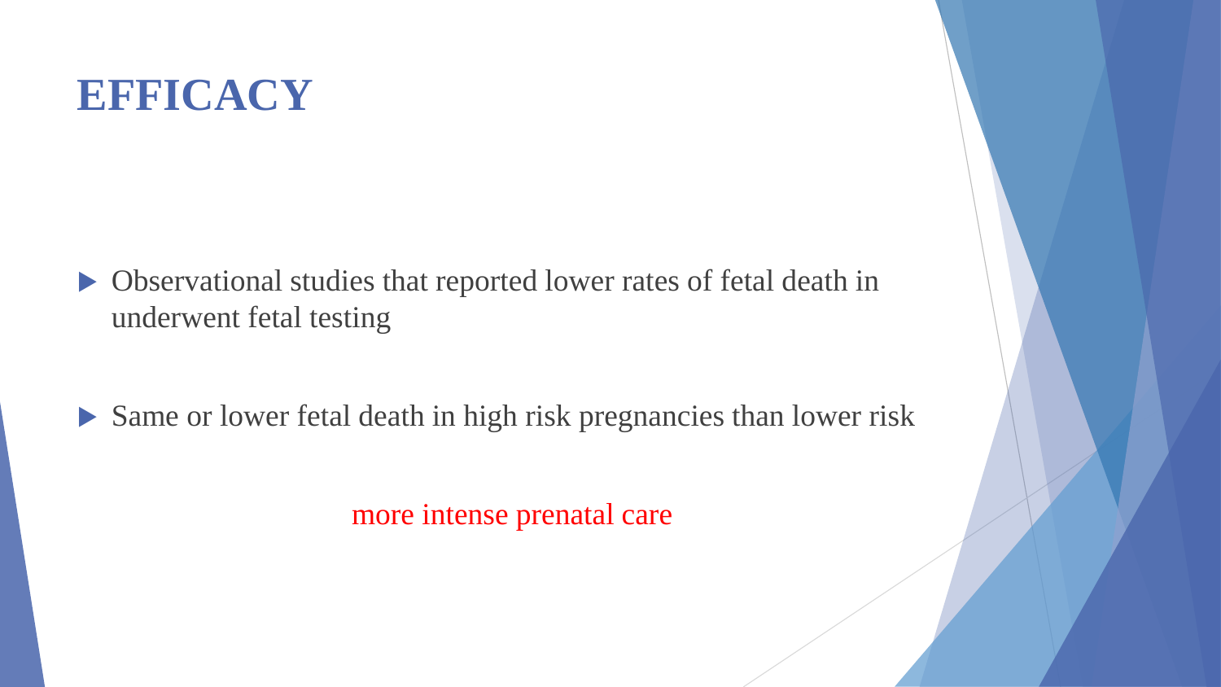# EFFICACY

- Observational studies that reported lower rates of fetal death in underwent fetal testing

- Same or lower fetal death in high risk pregnancies than lower risk

more intense prenatal care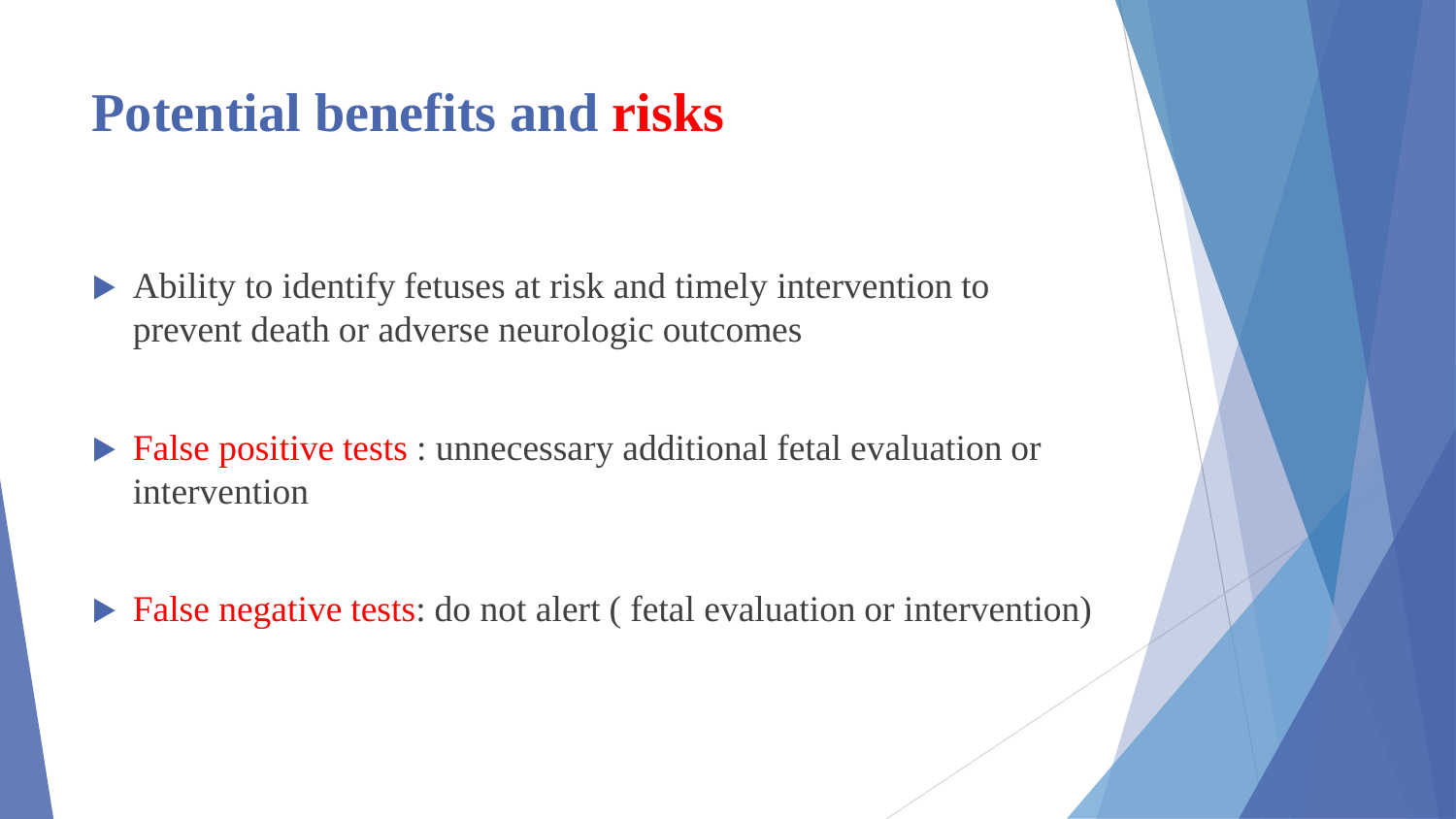# Potential benefits and risks

- Ability to identify fetuses at risk and timely intervention to prevent death or adverse neurologic outcomes
- False positive tests : unnecessary additional fetal evaluation or intervention
- False negative tests: do not alert ( fetal evaluation or intervention)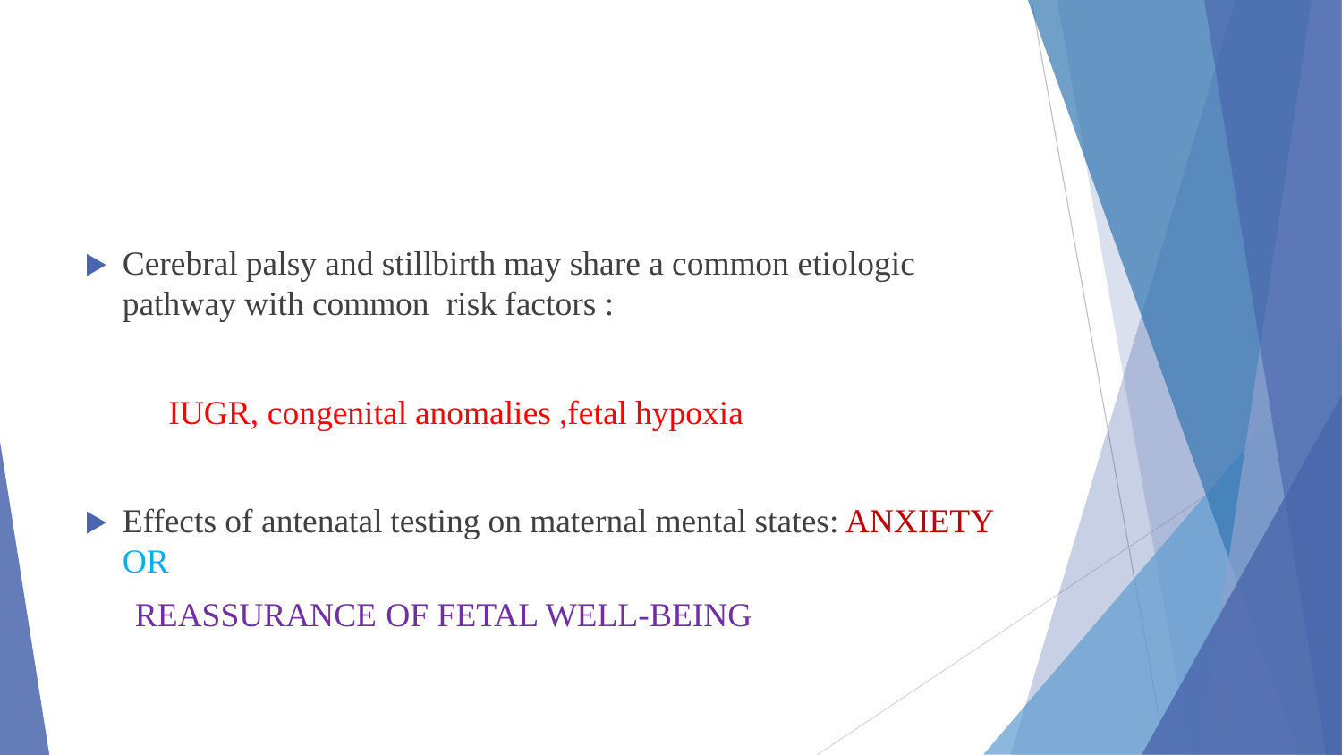- Cerebral palsy and stillbirth may share a common etiologic pathway with common risk factors :

  IUGR, congenital anomalies ,fetal hypoxia

- Effects of antenatal testing on maternal mental states: ANXIETY OR

  REASSURANCE OF FETAL WELL-BEING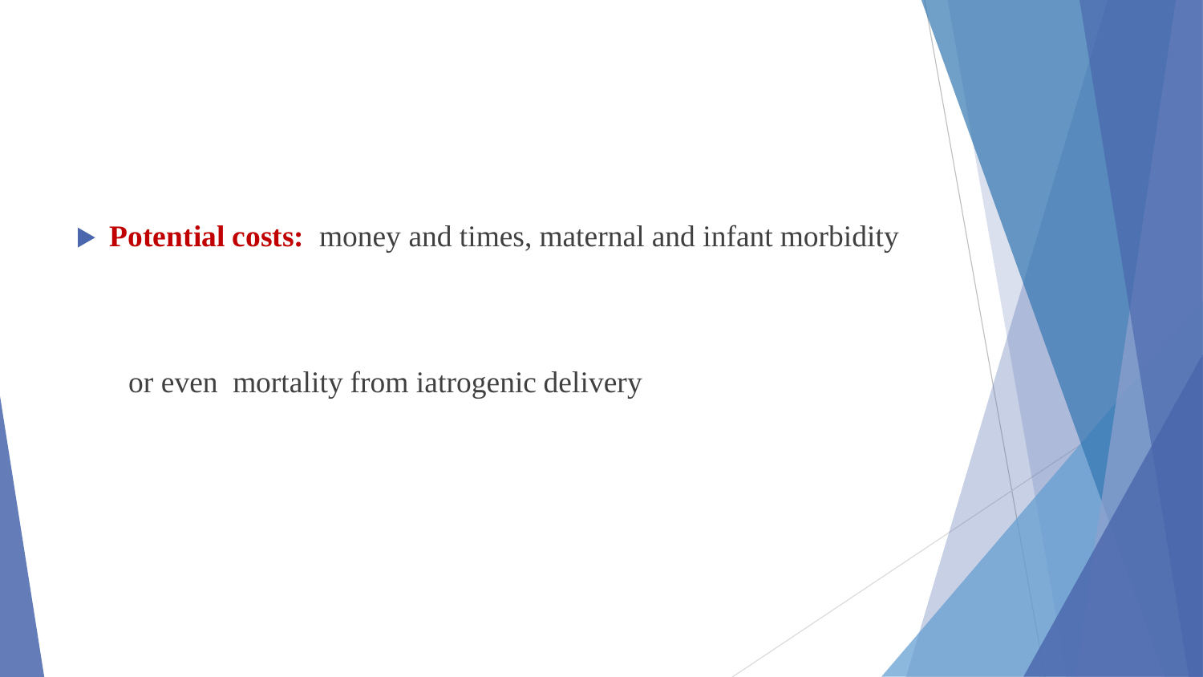- **Potential costs:** money and times, maternal and infant morbidity

  or even mortality from iatrogenic delivery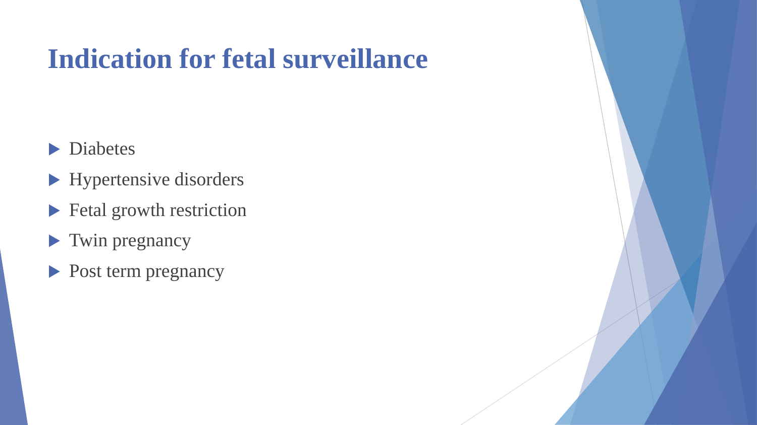# Indication for fetal surveillance

- Diabetes
- Hypertensive disorders
- Fetal growth restriction
- Twin pregnancy
- Post term pregnancy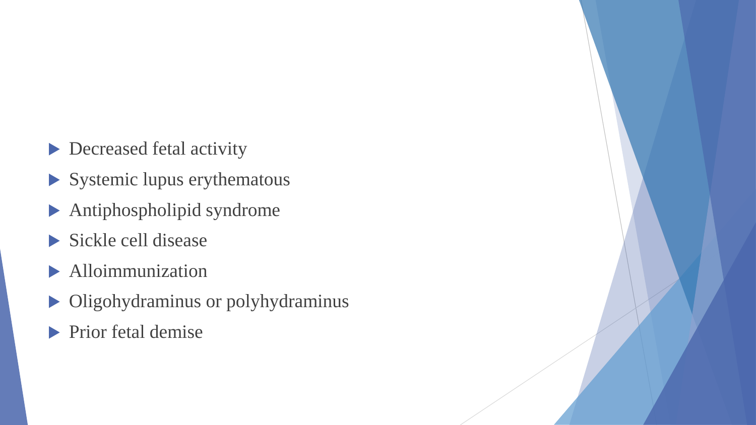- Decreased fetal activity
- Systemic lupus erythematous
- Antiphospholipid syndrome
- Sickle cell disease
- Alloimmunization
- Oligohydraminus or polyhydraminus
- Prior fetal demise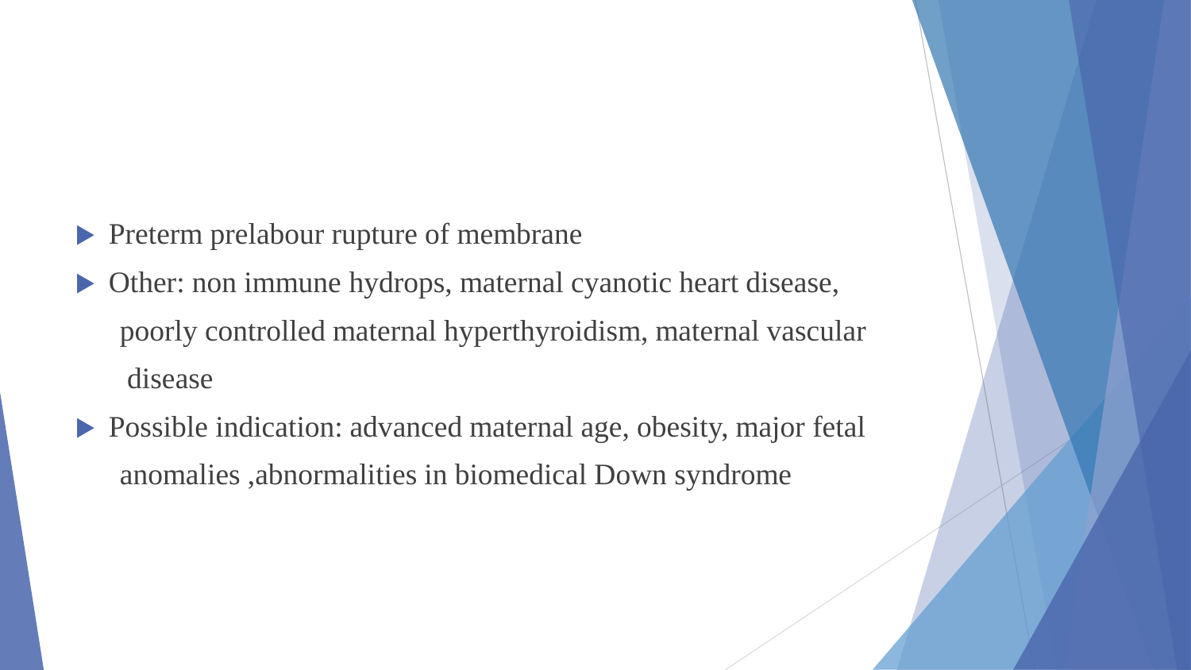- Preterm prelabour rupture of membrane
- Other: non immune hydrops, maternal cyanotic heart disease, poorly controlled maternal hyperthyroidism, maternal vascular disease
- Possible indication: advanced maternal age, obesity, major fetal anomalies ,abnormalities in biomedical Down syndrome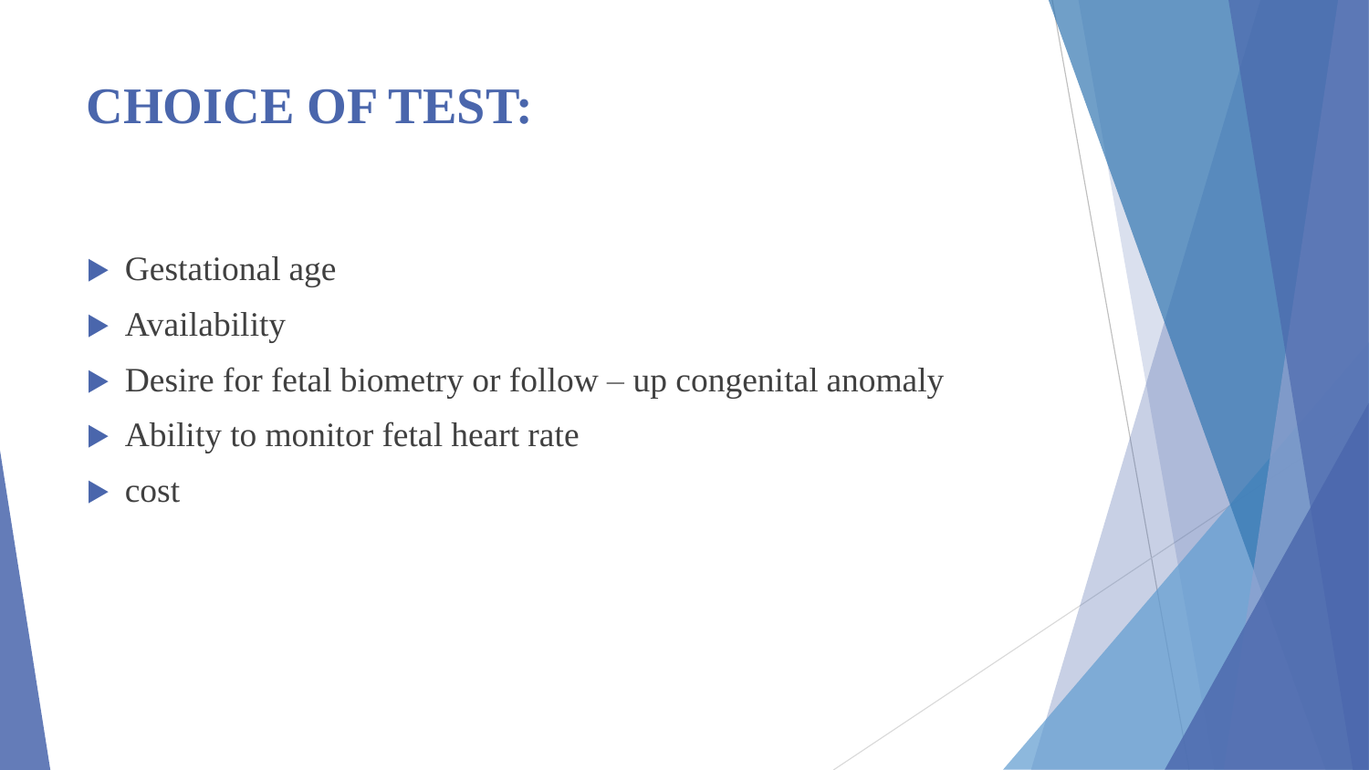# CHOICE OF TEST:

- Gestational age
- Availability
- Desire for fetal biometry or follow – up congenital anomaly
- Ability to monitor fetal heart rate
- cost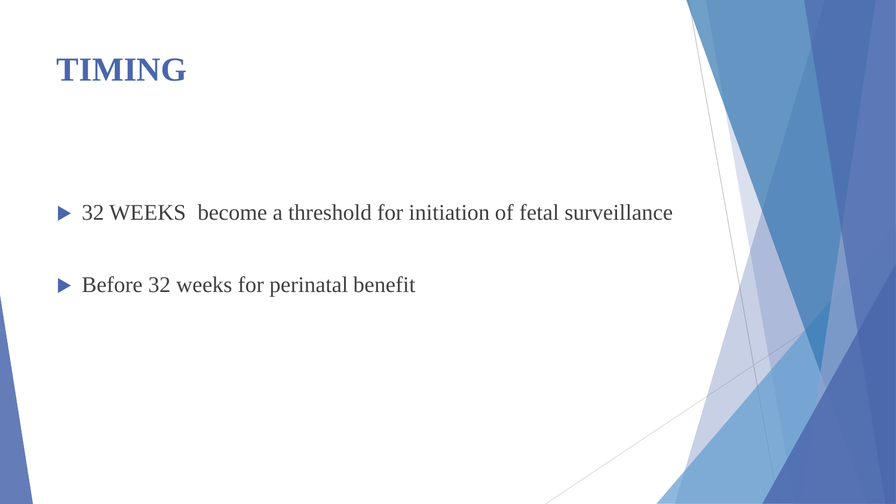# TIMING

- 32 WEEKS  become a threshold for initiation of fetal surveillance
- Before 32 weeks for perinatal benefit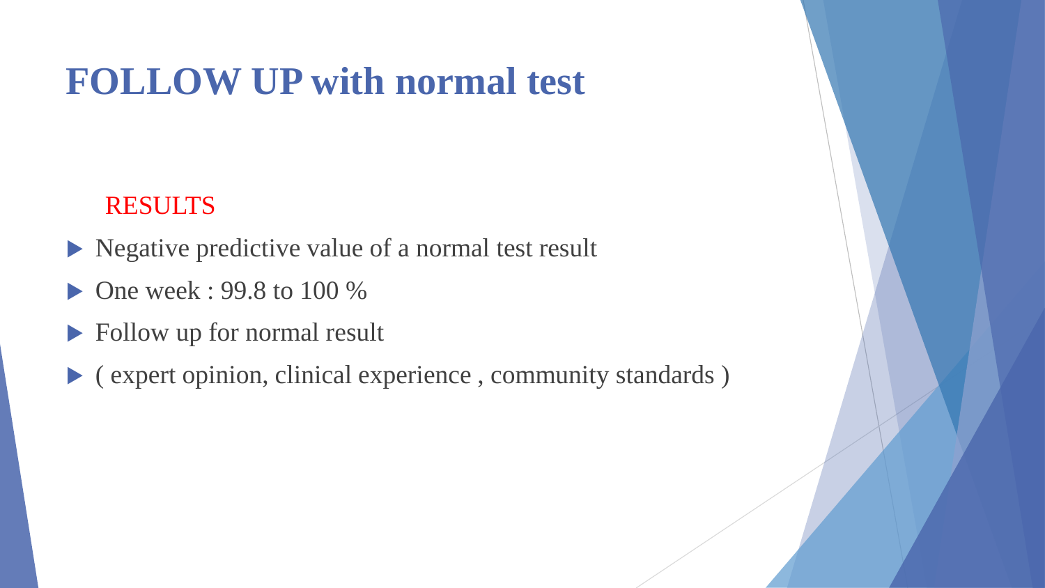# FOLLOW UP with normal test

RESULTS

- Negative predictive value of a normal test result
- One week : 99.8 to 100 %
- Follow up for normal result
- ( expert opinion, clinical experience , community standards )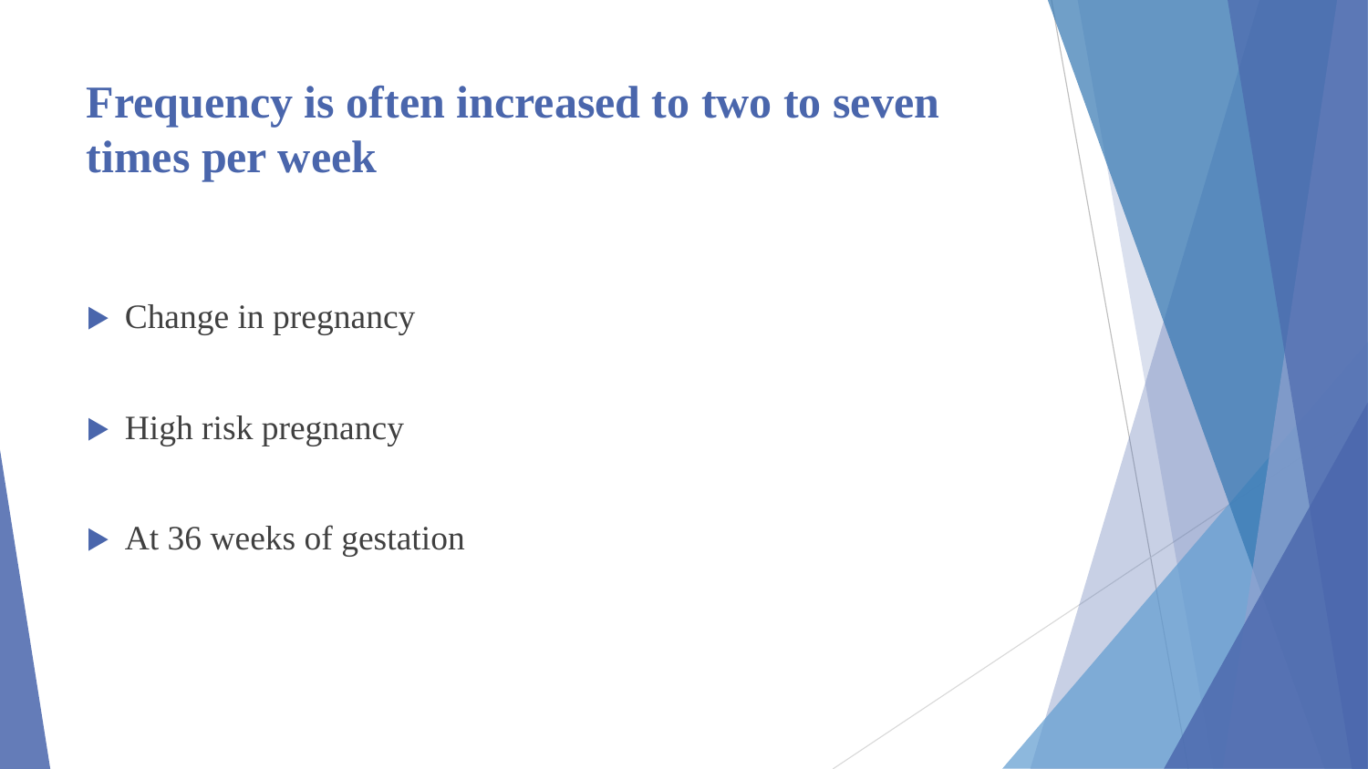# Frequency is often increased to two to seven times per week

- Change in pregnancy
- High risk pregnancy
- At 36 weeks of gestation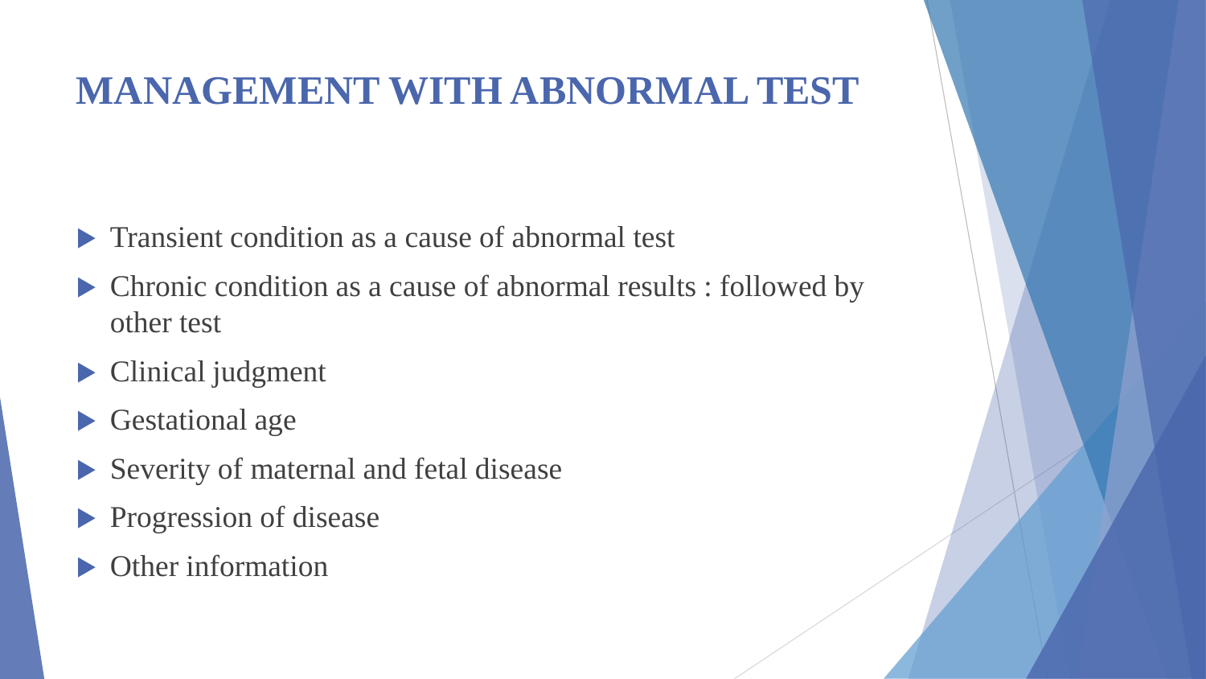# MANAGEMENT WITH ABNORMAL TEST

- Transient condition as a cause of abnormal test
- Chronic condition as a cause of abnormal results : followed by other test
- Clinical judgment
- Gestational age
- Severity of maternal and fetal disease
- Progression of disease
- Other information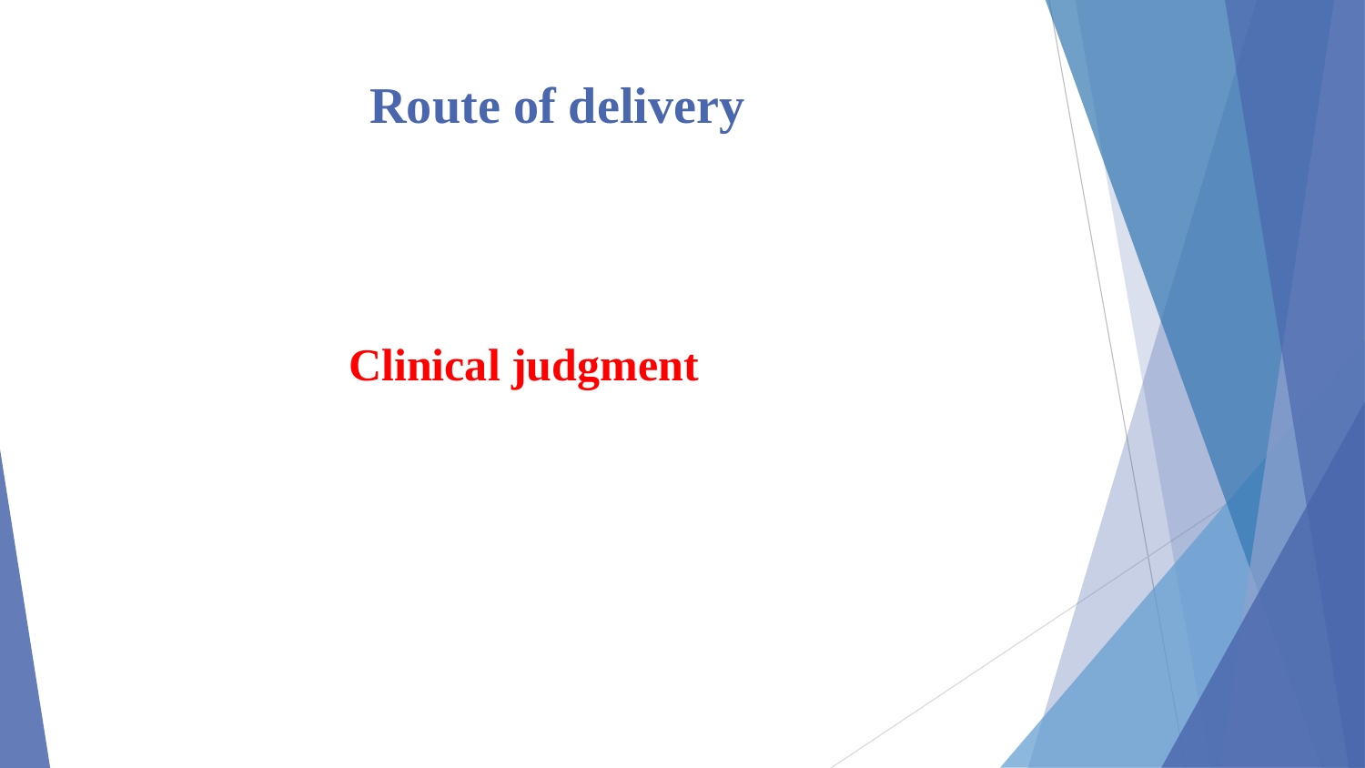# Route of delivery

**Clinical judgment**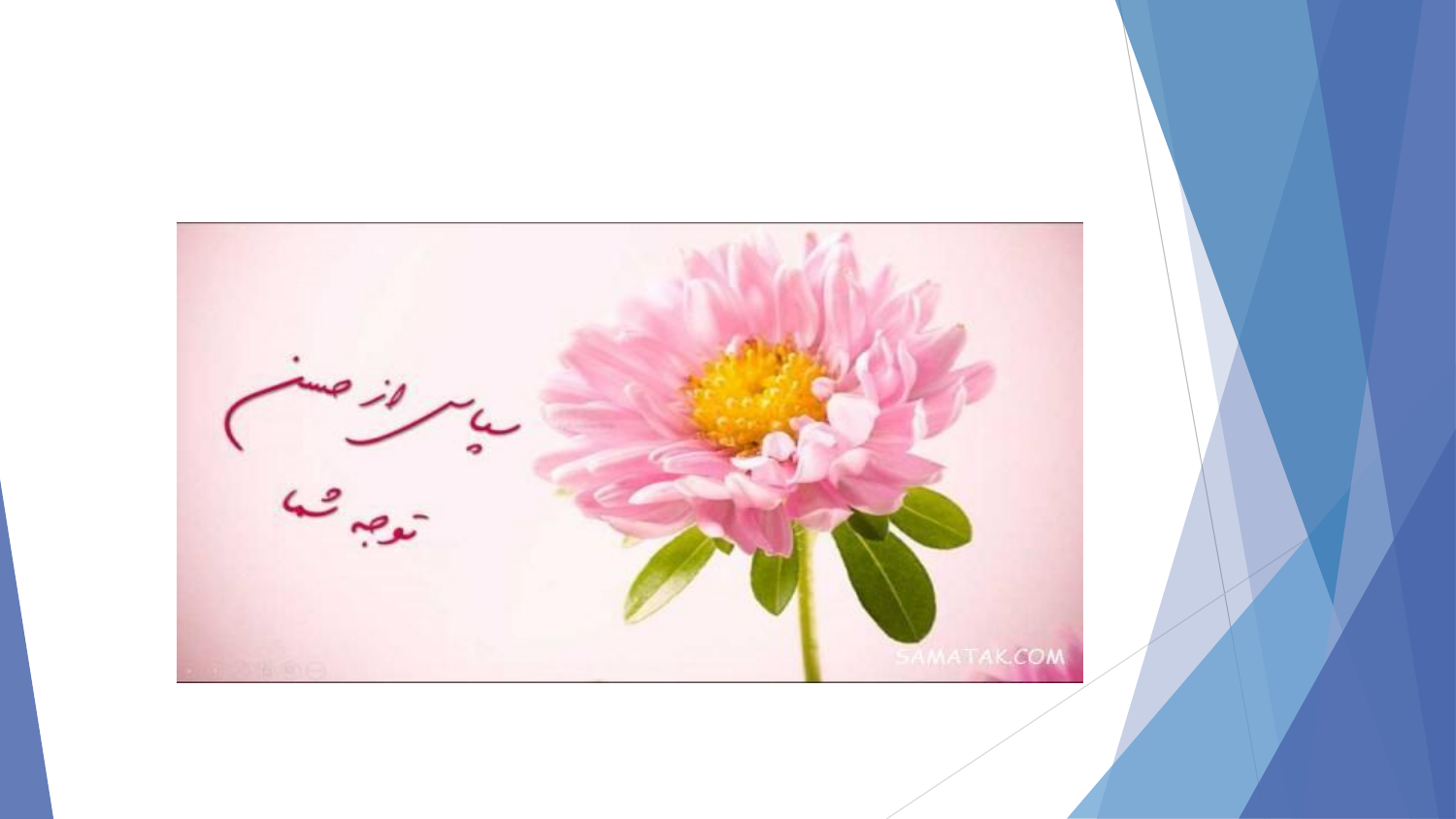سپاس از حسن توجه شما

SAMATAK.COM